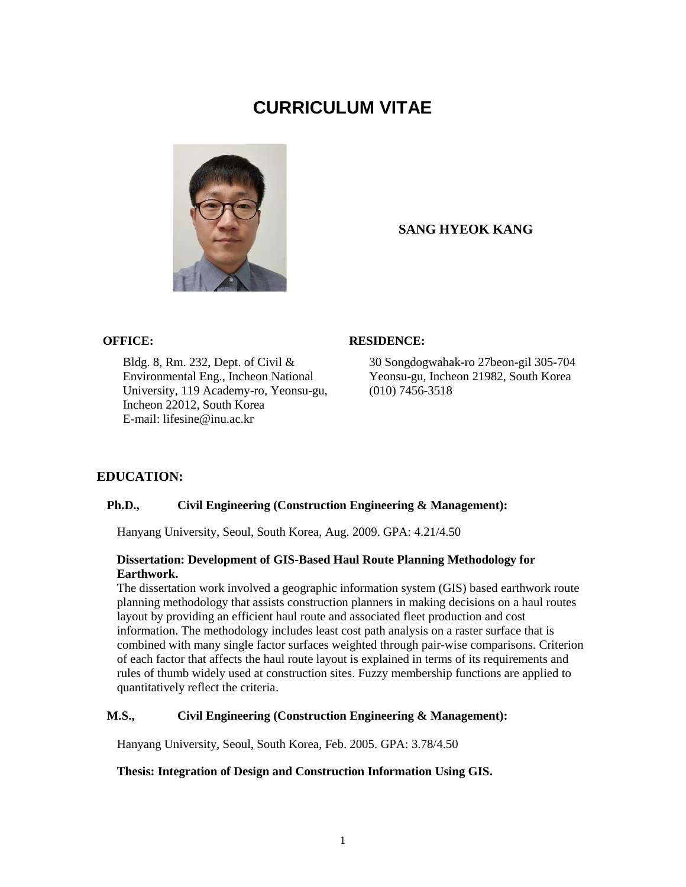# CURRICULUM VITAE

**SANG HYEOK KANG**

**OFFICE:**

Bldg. 8, Rm. 232, Dept. of Civil & Environmental Eng., Incheon National University, 119 Academy-ro, Yeonsu-gu, Incheon 22012, South Korea
E-mail: lifesine@inu.ac.kr

**RESIDENCE:**

30 Songdogwahak-ro 27beon-gil 305-704
Yeonsu-gu, Incheon 21982, South Korea
(010) 7456-3518

## EDUCATION:

**Ph.D., Civil Engineering (Construction Engineering & Management):**

Hanyang University, Seoul, South Korea, Aug. 2009. GPA: 4.21/4.50

**Dissertation: Development of GIS-Based Haul Route Planning Methodology for Earthwork.**
The dissertation work involved a geographic information system (GIS) based earthwork route planning methodology that assists construction planners in making decisions on a haul routes layout by providing an efficient haul route and associated fleet production and cost information. The methodology includes least cost path analysis on a raster surface that is combined with many single factor surfaces weighted through pair-wise comparisons. Criterion of each factor that affects the haul route layout is explained in terms of its requirements and rules of thumb widely used at construction sites. Fuzzy membership functions are applied to quantitatively reflect the criteria.

**M.S., Civil Engineering (Construction Engineering & Management):**

Hanyang University, Seoul, South Korea, Feb. 2005. GPA: 3.78/4.50

**Thesis: Integration of Design and Construction Information Using GIS.**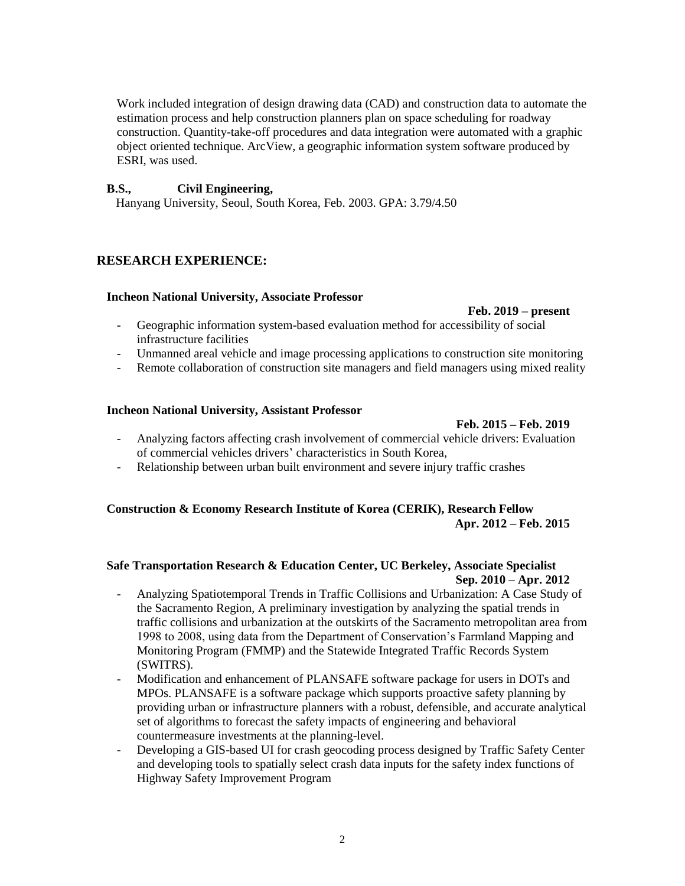Work included integration of design drawing data (CAD) and construction data to automate the estimation process and help construction planners plan on space scheduling for roadway construction. Quantity-take-off procedures and data integration were automated with a graphic object oriented technique. ArcView, a geographic information system software produced by ESRI, was used.

**B.S., Civil Engineering,**
Hanyang University, Seoul, South Korea, Feb. 2003. GPA: 3.79/4.50

## RESEARCH EXPERIENCE:

**Incheon National University, Associate Professor**
**Feb. 2019 – present**

- Geographic information system-based evaluation method for accessibility of social infrastructure facilities
- Unmanned areal vehicle and image processing applications to construction site monitoring
- Remote collaboration of construction site managers and field managers using mixed reality

**Incheon National University, Assistant Professor**
**Feb. 2015 – Feb. 2019**

- Analyzing factors affecting crash involvement of commercial vehicle drivers: Evaluation of commercial vehicles drivers' characteristics in South Korea,
- Relationship between urban built environment and severe injury traffic crashes

**Construction & Economy Research Institute of Korea (CERIK), Research Fellow**
**Apr. 2012 – Feb. 2015**

**Safe Transportation Research & Education Center, UC Berkeley, Associate Specialist**
**Sep. 2010 – Apr. 2012**

- Analyzing Spatiotemporal Trends in Traffic Collisions and Urbanization: A Case Study of the Sacramento Region, A preliminary investigation by analyzing the spatial trends in traffic collisions and urbanization at the outskirts of the Sacramento metropolitan area from 1998 to 2008, using data from the Department of Conservation's Farmland Mapping and Monitoring Program (FMMP) and the Statewide Integrated Traffic Records System (SWITRS).
- Modification and enhancement of PLANSAFE software package for users in DOTs and MPOs. PLANSAFE is a software package which supports proactive safety planning by providing urban or infrastructure planners with a robust, defensible, and accurate analytical set of algorithms to forecast the safety impacts of engineering and behavioral countermeasure investments at the planning-level.
- Developing a GIS-based UI for crash geocoding process designed by Traffic Safety Center and developing tools to spatially select crash data inputs for the safety index functions of Highway Safety Improvement Program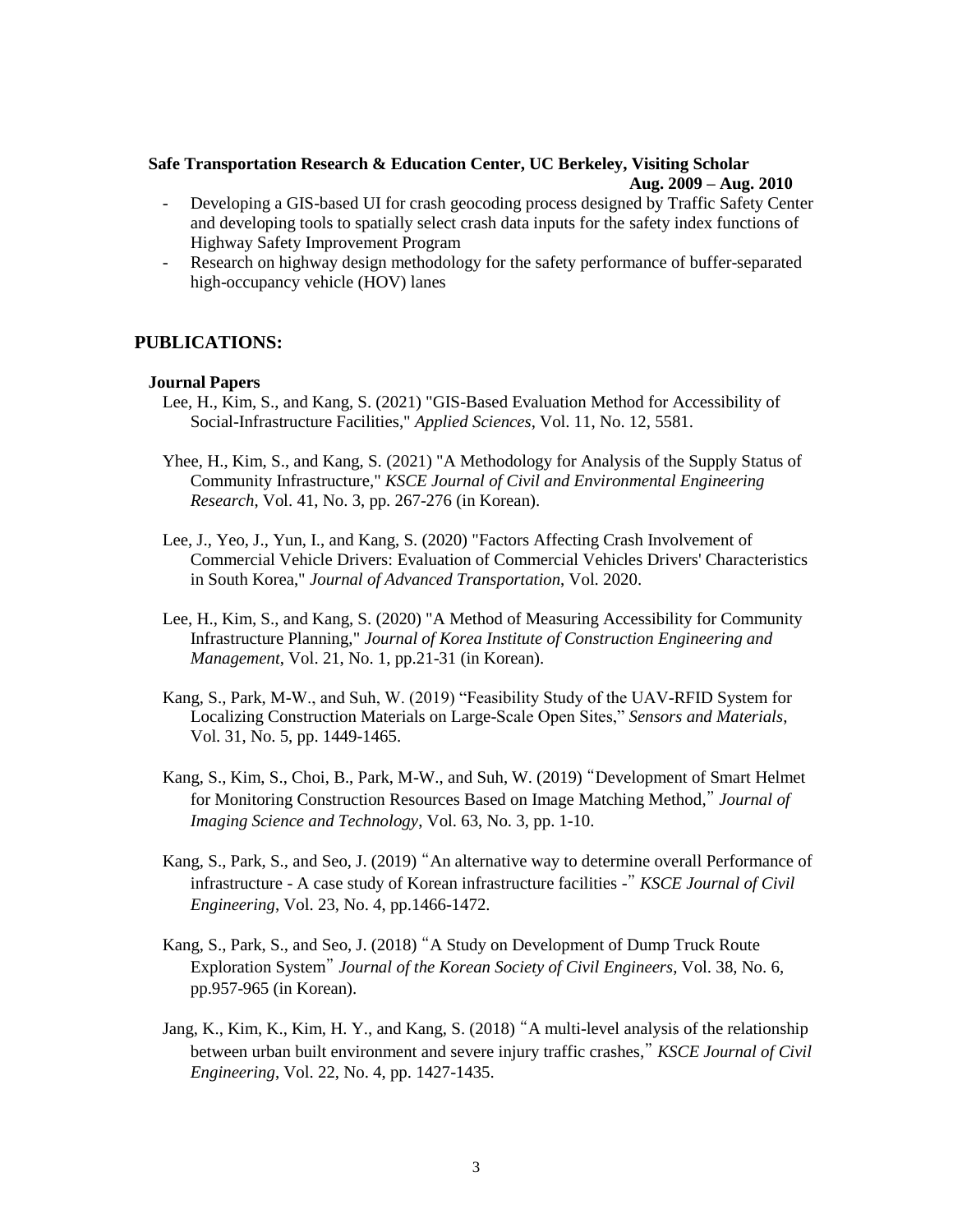**Safe Transportation Research & Education Center, UC Berkeley, Visiting Scholar**
**Aug. 2009 – Aug. 2010**

- Developing a GIS-based UI for crash geocoding process designed by Traffic Safety Center and developing tools to spatially select crash data inputs for the safety index functions of Highway Safety Improvement Program
- Research on highway design methodology for the safety performance of buffer-separated high-occupancy vehicle (HOV) lanes

## PUBLICATIONS:

### Journal Papers

Lee, H., Kim, S., and Kang, S. (2021) "GIS-Based Evaluation Method for Accessibility of Social-Infrastructure Facilities," *Applied Sciences*, Vol. 11, No. 12, 5581.

Yhee, H., Kim, S., and Kang, S. (2021) "A Methodology for Analysis of the Supply Status of Community Infrastructure," *KSCE Journal of Civil and Environmental Engineering Research*, Vol. 41, No. 3, pp. 267-276 (in Korean).

Lee, J., Yeo, J., Yun, I., and Kang, S. (2020) "Factors Affecting Crash Involvement of Commercial Vehicle Drivers: Evaluation of Commercial Vehicles Drivers' Characteristics in South Korea," *Journal of Advanced Transportation*, Vol. 2020.

Lee, H., Kim, S., and Kang, S. (2020) "A Method of Measuring Accessibility for Community Infrastructure Planning," *Journal of Korea Institute of Construction Engineering and Management*, Vol. 21, No. 1, pp.21-31 (in Korean).

Kang, S., Park, M-W., and Suh, W. (2019) "Feasibility Study of the UAV-RFID System for Localizing Construction Materials on Large-Scale Open Sites," *Sensors and Materials*, Vol. 31, No. 5, pp. 1449-1465.

Kang, S., Kim, S., Choi, B., Park, M-W., and Suh, W. (2019) "Development of Smart Helmet for Monitoring Construction Resources Based on Image Matching Method," *Journal of Imaging Science and Technology*, Vol. 63, No. 3, pp. 1-10.

Kang, S., Park, S., and Seo, J. (2019) "An alternative way to determine overall Performance of infrastructure - A case study of Korean infrastructure facilities -" *KSCE Journal of Civil Engineering*, Vol. 23, No. 4, pp.1466-1472.

Kang, S., Park, S., and Seo, J. (2018) "A Study on Development of Dump Truck Route Exploration System" *Journal of the Korean Society of Civil Engineers*, Vol. 38, No. 6, pp.957-965 (in Korean).

Jang, K., Kim, K., Kim, H. Y., and Kang, S. (2018) "A multi-level analysis of the relationship between urban built environment and severe injury traffic crashes," *KSCE Journal of Civil Engineering*, Vol. 22, No. 4, pp. 1427-1435.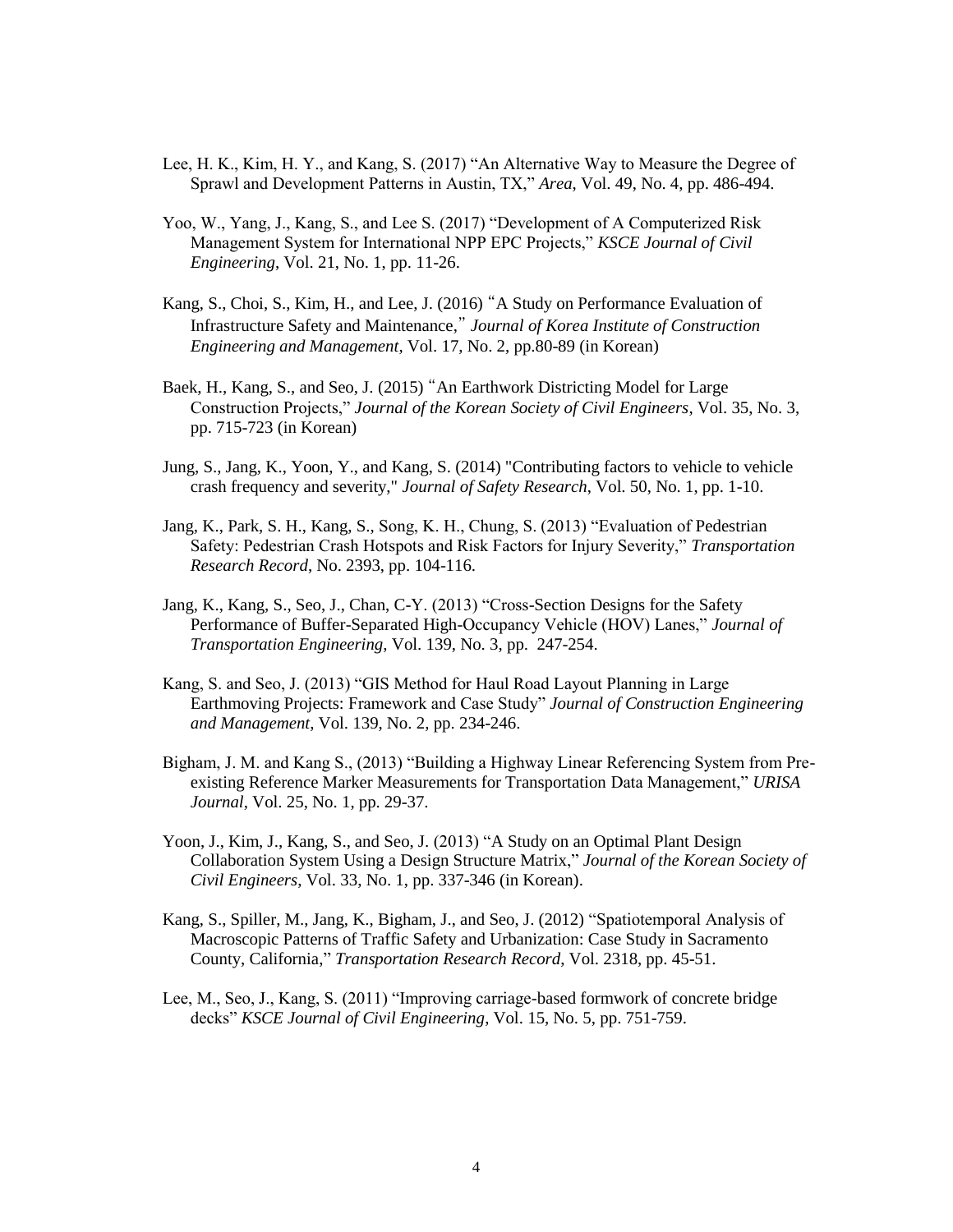Lee, H. K., Kim, H. Y., and Kang, S. (2017) "An Alternative Way to Measure the Degree of Sprawl and Development Patterns in Austin, TX," *Area*, Vol. 49, No. 4, pp. 486-494.

Yoo, W., Yang, J., Kang, S., and Lee S. (2017) "Development of A Computerized Risk Management System for International NPP EPC Projects," *KSCE Journal of Civil Engineering*, Vol. 21, No. 1, pp. 11-26.

Kang, S., Choi, S., Kim, H., and Lee, J. (2016) "A Study on Performance Evaluation of Infrastructure Safety and Maintenance," *Journal of Korea Institute of Construction Engineering and Management*, Vol. 17, No. 2, pp.80-89 (in Korean)

Baek, H., Kang, S., and Seo, J. (2015) "An Earthwork Districting Model for Large Construction Projects," *Journal of the Korean Society of Civil Engineers*, Vol. 35, No. 3, pp. 715-723 (in Korean)

Jung, S., Jang, K., Yoon, Y., and Kang, S. (2014) "Contributing factors to vehicle to vehicle crash frequency and severity," *Journal of Safety Research*, Vol. 50, No. 1, pp. 1-10.

Jang, K., Park, S. H., Kang, S., Song, K. H., Chung, S. (2013) "Evaluation of Pedestrian Safety: Pedestrian Crash Hotspots and Risk Factors for Injury Severity," *Transportation Research Record*, No. 2393, pp. 104-116.

Jang, K., Kang, S., Seo, J., Chan, C-Y. (2013) "Cross-Section Designs for the Safety Performance of Buffer-Separated High-Occupancy Vehicle (HOV) Lanes," *Journal of Transportation Engineering*, Vol. 139, No. 3, pp. 247-254.

Kang, S. and Seo, J. (2013) "GIS Method for Haul Road Layout Planning in Large Earthmoving Projects: Framework and Case Study" *Journal of Construction Engineering and Management*, Vol. 139, No. 2, pp. 234-246.

Bigham, J. M. and Kang S., (2013) "Building a Highway Linear Referencing System from Pre-existing Reference Marker Measurements for Transportation Data Management," *URISA Journal*, Vol. 25, No. 1, pp. 29-37.

Yoon, J., Kim, J., Kang, S., and Seo, J. (2013) "A Study on an Optimal Plant Design Collaboration System Using a Design Structure Matrix," *Journal of the Korean Society of Civil Engineers*, Vol. 33, No. 1, pp. 337-346 (in Korean).

Kang, S., Spiller, M., Jang, K., Bigham, J., and Seo, J. (2012) "Spatiotemporal Analysis of Macroscopic Patterns of Traffic Safety and Urbanization: Case Study in Sacramento County, California," *Transportation Research Record*, Vol. 2318, pp. 45-51.

Lee, M., Seo, J., Kang, S. (2011) "Improving carriage-based formwork of concrete bridge decks" *KSCE Journal of Civil Engineering*, Vol. 15, No. 5, pp. 751-759.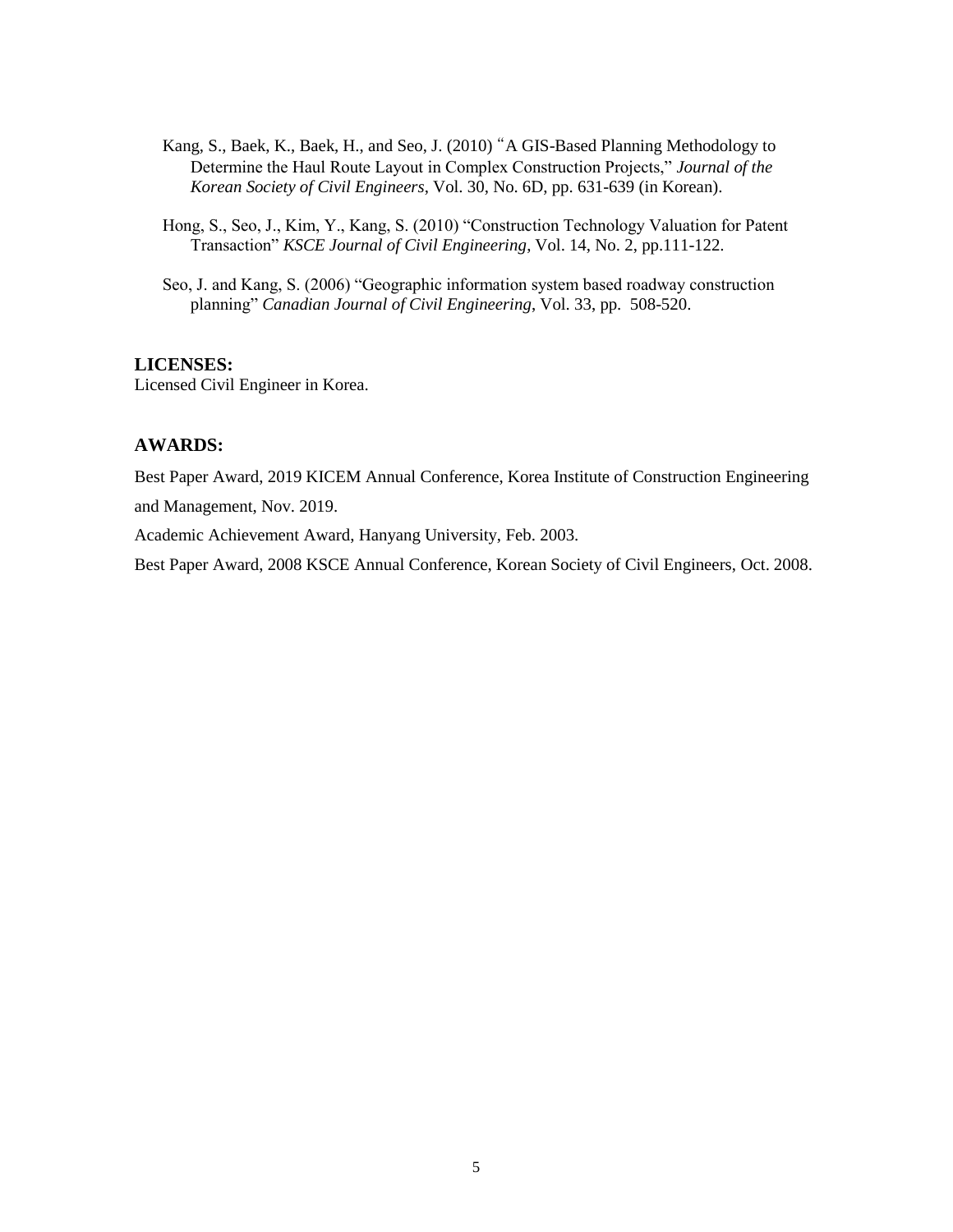Kang, S., Baek, K., Baek, H., and Seo, J. (2010) "A GIS-Based Planning Methodology to Determine the Haul Route Layout in Complex Construction Projects," *Journal of the Korean Society of Civil Engineers*, Vol. 30, No. 6D, pp. 631-639 (in Korean).

Hong, S., Seo, J., Kim, Y., Kang, S. (2010) "Construction Technology Valuation for Patent Transaction" *KSCE Journal of Civil Engineering*, Vol. 14, No. 2, pp.111-122.

Seo, J. and Kang, S. (2006) "Geographic information system based roadway construction planning" *Canadian Journal of Civil Engineering*, Vol. 33, pp. 508-520.

## LICENSES:

Licensed Civil Engineer in Korea.

## AWARDS:

Best Paper Award, 2019 KICEM Annual Conference, Korea Institute of Construction Engineering and Management, Nov. 2019.

Academic Achievement Award, Hanyang University, Feb. 2003.

Best Paper Award, 2008 KSCE Annual Conference, Korean Society of Civil Engineers, Oct. 2008.